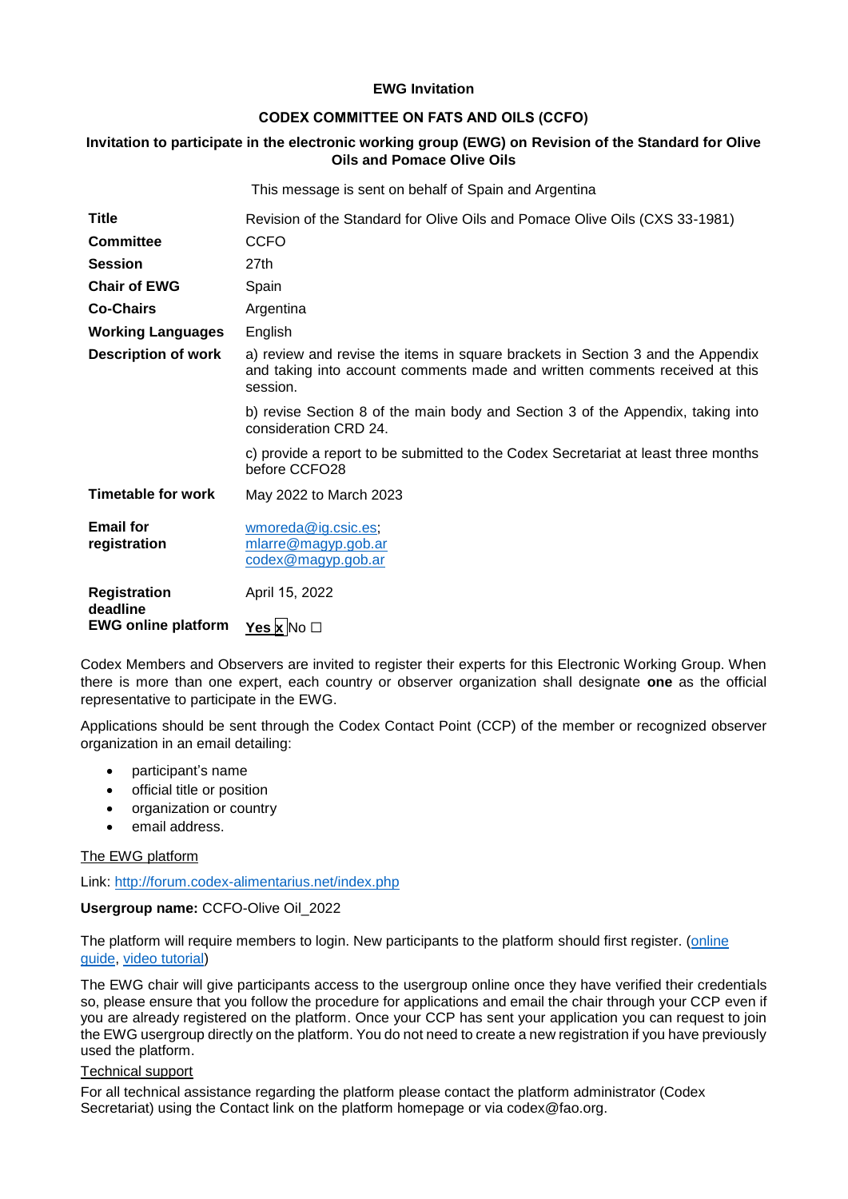**EWG Invitation**

**CODEX COMMITTEE ON FATS AND OILS (CCFO)**

**Invitation to participate in the electronic working group (EWG) on Revision of the Standard for Olive Oils and Pomace Olive Oils**

This message is sent on behalf of Spain and Argentina

| | |
|---|---|
| **Title** | Revision of the Standard for Olive Oils and Pomace Olive Oils (CXS 33-1981) |
| **Committee** | CCFO |
| **Session** | 27th |
| **Chair of EWG** | Spain |
| **Co-Chairs** | Argentina |
| **Working Languages** | English |
| **Description of work** | a) review and revise the items in square brackets in Section 3 and the Appendix and taking into account comments made and written comments received at this session. |
| | b) revise Section 8 of the main body and Section 3 of the Appendix, taking into consideration CRD 24. |
| | c) provide a report to be submitted to the Codex Secretariat at least three months before CCFO28 |
| **Timetable for work** | May 2022 to March 2023 |
| **Email for registration** | wmoreda@ig.csic.es; mlarre@magyp.gob.ar codex@magyp.gob.ar |
| **Registration deadline** | April 15, 2022 |
| **EWG online platform** | Yes x No ☐ |

Codex Members and Observers are invited to register their experts for this Electronic Working Group. When there is more than one expert, each country or observer organization shall designate **one** as the official representative to participate in the EWG.

Applications should be sent through the Codex Contact Point (CCP) of the member or recognized observer organization in an email detailing:

- participant's name
- official title or position
- organization or country
- email address.

The EWG platform

Link: http://forum.codex-alimentarius.net/index.php

**Usergroup name:** CCFO-Olive Oil_2022

The platform will require members to login. New participants to the platform should first register. (online guide, video tutorial)

The EWG chair will give participants access to the usergroup online once they have verified their credentials so, please ensure that you follow the procedure for applications and email the chair through your CCP even if you are already registered on the platform. Once your CCP has sent your application you can request to join the EWG usergroup directly on the platform. You do not need to create a new registration if you have previously used the platform.

Technical support

For all technical assistance regarding the platform please contact the platform administrator (Codex Secretariat) using the Contact link on the platform homepage or via codex@fao.org.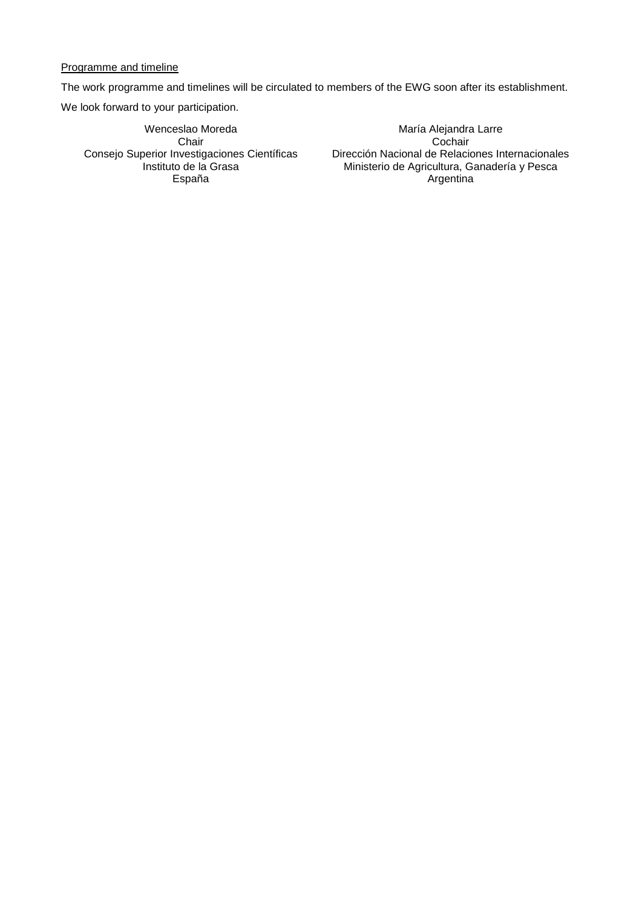<u>Programme and timeline</u>

The work programme and timelines will be circulated to members of the EWG soon after its establishment.

We look forward to your participation.

Wenceslao Moreda
Chair
Consejo Superior Investigaciones Científicas
Instituto de la Grasa
España

María Alejandra Larre
Cochair
Dirección Nacional de Relaciones Internacionales
Ministerio de Agricultura, Ganadería y Pesca
Argentina